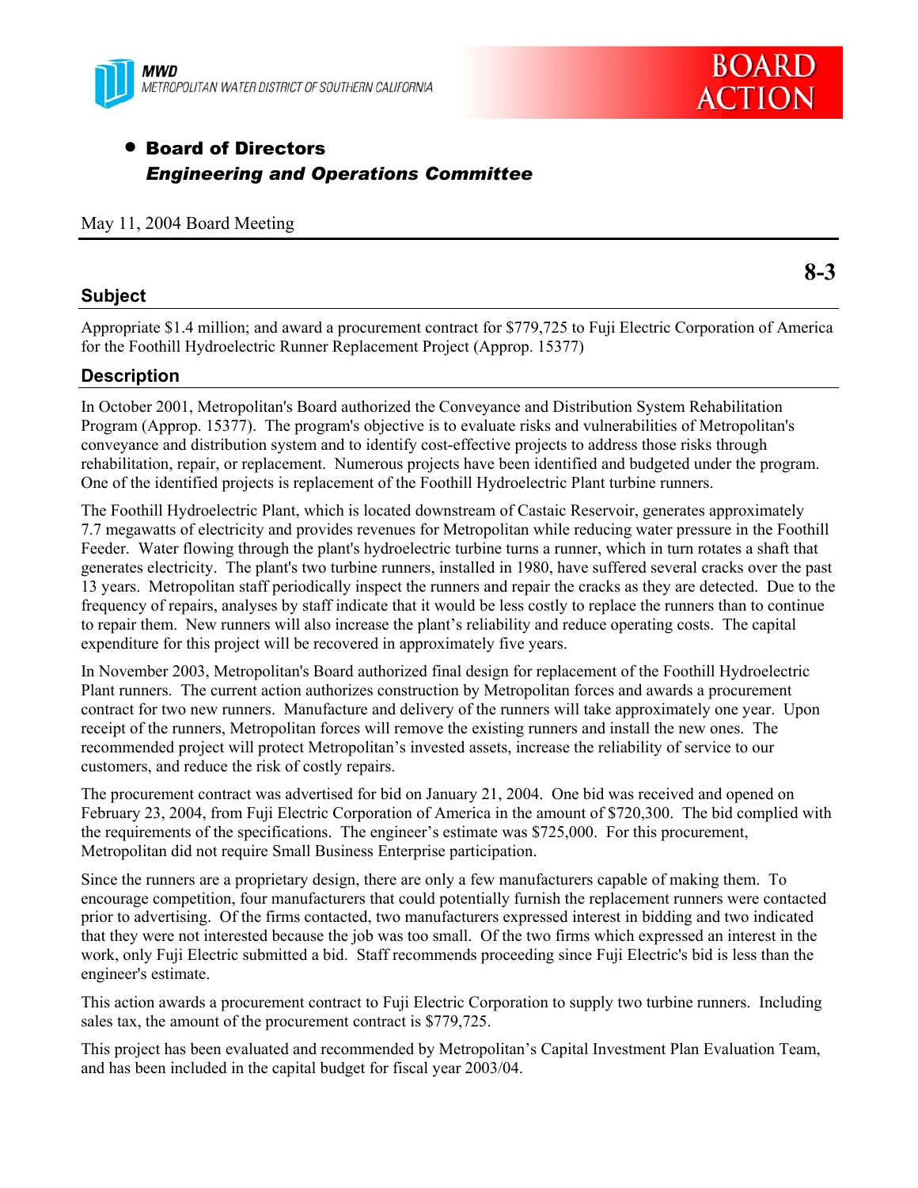MWD
METROPOLITAN WATER DISTRICT OF SOUTHERN CALIFORNIA

**BOARD ACTION**

- **Board of Directors**
  ***Engineering and Operations Committee***

May 11, 2004 Board Meeting

**8-3**

## Subject

Appropriate $1.4 million; and award a procurement contract for $779,725 to Fuji Electric Corporation of America for the Foothill Hydroelectric Runner Replacement Project (Approp. 15377)

## Description

In October 2001, Metropolitan's Board authorized the Conveyance and Distribution System Rehabilitation Program (Approp. 15377). The program's objective is to evaluate risks and vulnerabilities of Metropolitan's conveyance and distribution system and to identify cost-effective projects to address those risks through rehabilitation, repair, or replacement. Numerous projects have been identified and budgeted under the program. One of the identified projects is replacement of the Foothill Hydroelectric Plant turbine runners.

The Foothill Hydroelectric Plant, which is located downstream of Castaic Reservoir, generates approximately 7.7 megawatts of electricity and provides revenues for Metropolitan while reducing water pressure in the Foothill Feeder. Water flowing through the plant's hydroelectric turbine turns a runner, which in turn rotates a shaft that generates electricity. The plant's two turbine runners, installed in 1980, have suffered several cracks over the past 13 years. Metropolitan staff periodically inspect the runners and repair the cracks as they are detected. Due to the frequency of repairs, analyses by staff indicate that it would be less costly to replace the runners than to continue to repair them. New runners will also increase the plant's reliability and reduce operating costs. The capital expenditure for this project will be recovered in approximately five years.

In November 2003, Metropolitan's Board authorized final design for replacement of the Foothill Hydroelectric Plant runners. The current action authorizes construction by Metropolitan forces and awards a procurement contract for two new runners. Manufacture and delivery of the runners will take approximately one year. Upon receipt of the runners, Metropolitan forces will remove the existing runners and install the new ones. The recommended project will protect Metropolitan's invested assets, increase the reliability of service to our customers, and reduce the risk of costly repairs.

The procurement contract was advertised for bid on January 21, 2004. One bid was received and opened on February 23, 2004, from Fuji Electric Corporation of America in the amount of $720,300. The bid complied with the requirements of the specifications. The engineer's estimate was $725,000. For this procurement, Metropolitan did not require Small Business Enterprise participation.

Since the runners are a proprietary design, there are only a few manufacturers capable of making them. To encourage competition, four manufacturers that could potentially furnish the replacement runners were contacted prior to advertising. Of the firms contacted, two manufacturers expressed interest in bidding and two indicated that they were not interested because the job was too small. Of the two firms which expressed an interest in the work, only Fuji Electric submitted a bid. Staff recommends proceeding since Fuji Electric's bid is less than the engineer's estimate.

This action awards a procurement contract to Fuji Electric Corporation to supply two turbine runners. Including sales tax, the amount of the procurement contract is $779,725.

This project has been evaluated and recommended by Metropolitan's Capital Investment Plan Evaluation Team, and has been included in the capital budget for fiscal year 2003/04.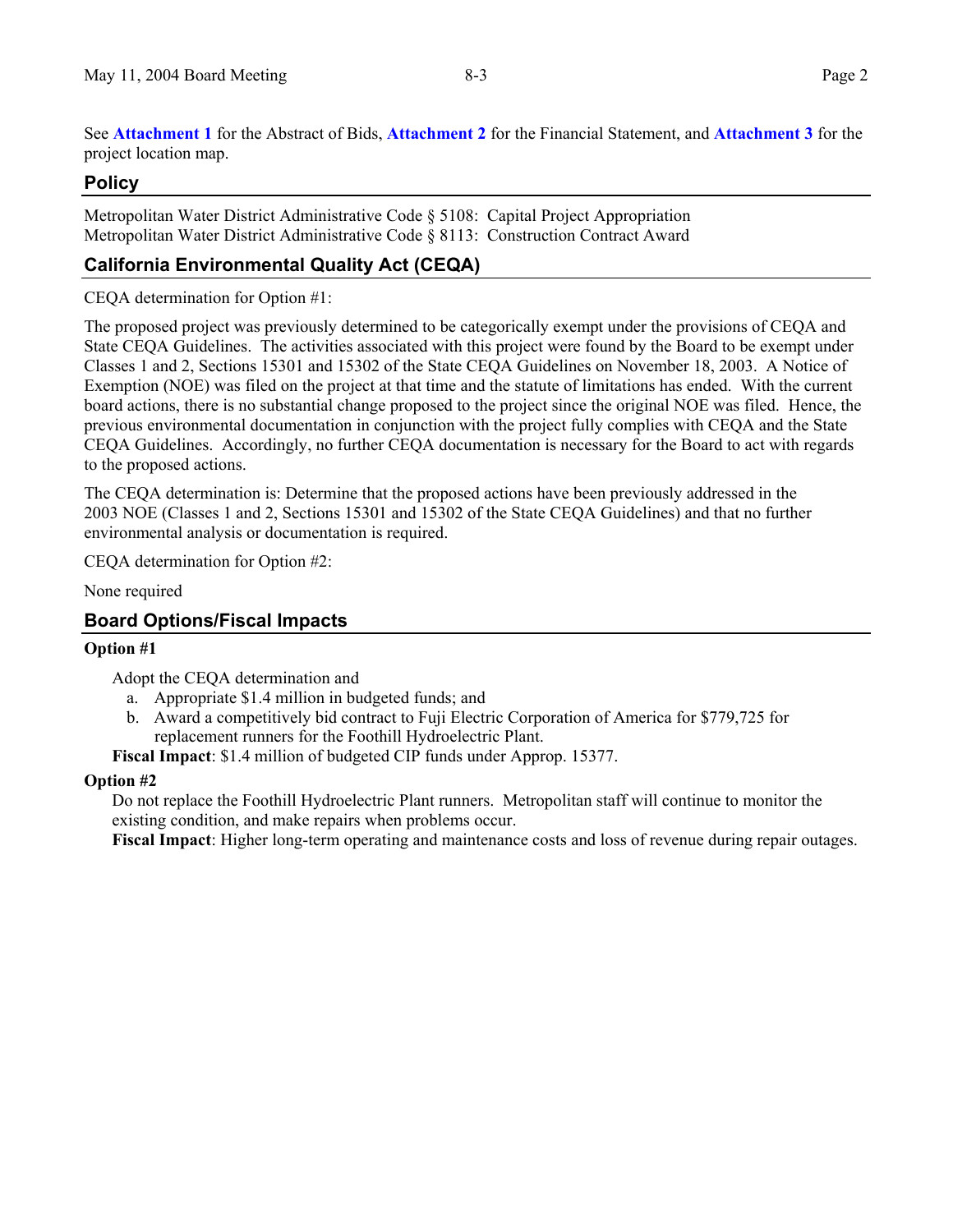See **Attachment 1** for the Abstract of Bids, **Attachment 2** for the Financial Statement, and **Attachment 3** for the project location map.

## Policy

Metropolitan Water District Administrative Code § 5108: Capital Project Appropriation
Metropolitan Water District Administrative Code § 8113: Construction Contract Award

## California Environmental Quality Act (CEQA)

CEQA determination for Option #1:

The proposed project was previously determined to be categorically exempt under the provisions of CEQA and State CEQA Guidelines. The activities associated with this project were found by the Board to be exempt under Classes 1 and 2, Sections 15301 and 15302 of the State CEQA Guidelines on November 18, 2003. A Notice of Exemption (NOE) was filed on the project at that time and the statute of limitations has ended. With the current board actions, there is no substantial change proposed to the project since the original NOE was filed. Hence, the previous environmental documentation in conjunction with the project fully complies with CEQA and the State CEQA Guidelines. Accordingly, no further CEQA documentation is necessary for the Board to act with regards to the proposed actions.

The CEQA determination is: Determine that the proposed actions have been previously addressed in the 2003 NOE (Classes 1 and 2, Sections 15301 and 15302 of the State CEQA Guidelines) and that no further environmental analysis or documentation is required.

CEQA determination for Option #2:

None required

## Board Options/Fiscal Impacts

**Option #1**

Adopt the CEQA determination and

a. Appropriate $1.4 million in budgeted funds; and
b. Award a competitively bid contract to Fuji Electric Corporation of America for $779,725 for replacement runners for the Foothill Hydroelectric Plant.

**Fiscal Impact**: $1.4 million of budgeted CIP funds under Approp. 15377.

**Option #2**

Do not replace the Foothill Hydroelectric Plant runners. Metropolitan staff will continue to monitor the existing condition, and make repairs when problems occur.

**Fiscal Impact**: Higher long-term operating and maintenance costs and loss of revenue during repair outages.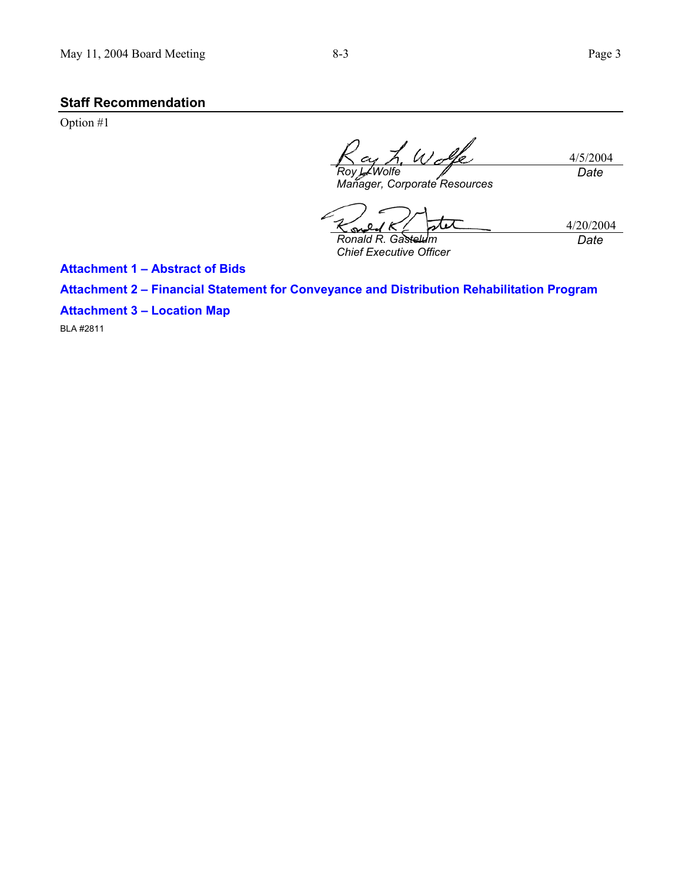## Staff Recommendation

Option #1

| | |
|---|---|
| *Roy L. Wolfe* | 4/5/2004 |
| *Manager, Corporate Resources* | *Date* |
| *Ronald R. Gastelum* | 4/20/2004 |
| *Chief Executive Officer* | *Date* |

**Attachment 1 – Abstract of Bids**

**Attachment 2 – Financial Statement for Conveyance and Distribution Rehabilitation Program**

**Attachment 3 – Location Map**

BLA #2811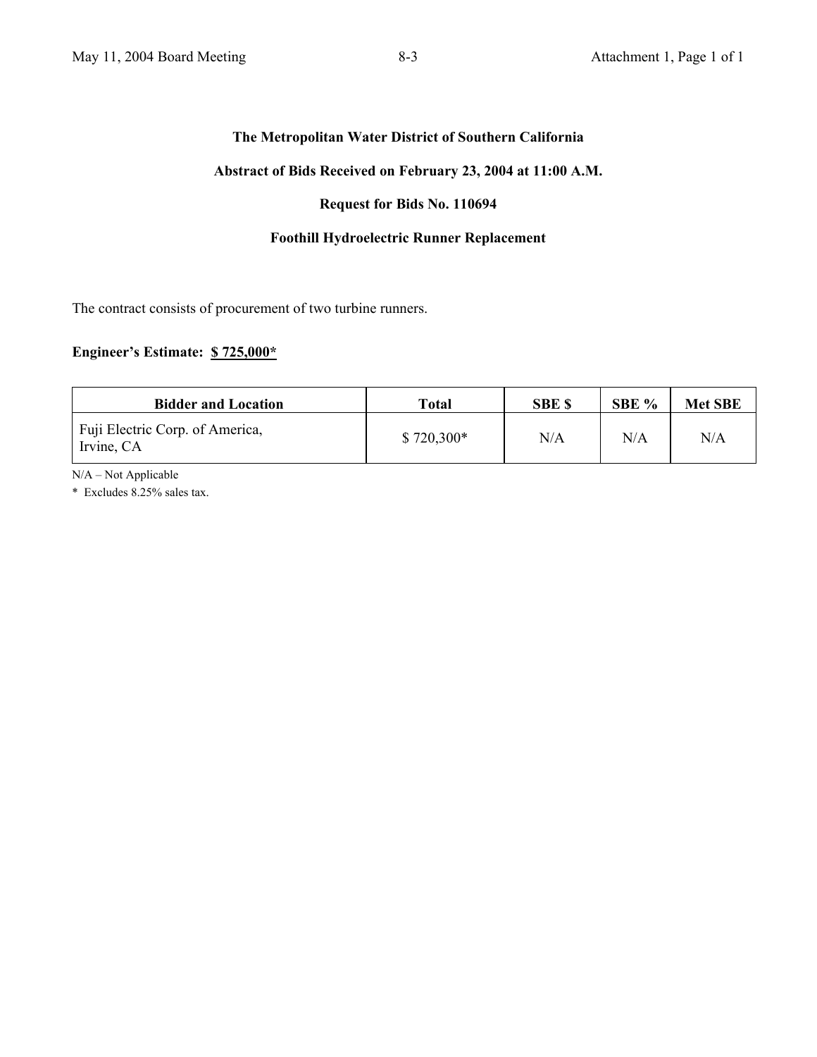**The Metropolitan Water District of Southern California**

**Abstract of Bids Received on February 23, 2004 at 11:00 A.M.**

**Request for Bids No. 110694**

**Foothill Hydroelectric Runner Replacement**

The contract consists of procurement of two turbine runners.

**Engineer's Estimate: $ 725,000***

| Bidder and Location | Total | SBE $ | SBE % | Met SBE |
|---|---|---|---|---|
| Fuji Electric Corp. of America, Irvine, CA | $ 720,300* | N/A | N/A | N/A |

N/A – Not Applicable

\* Excludes 8.25% sales tax.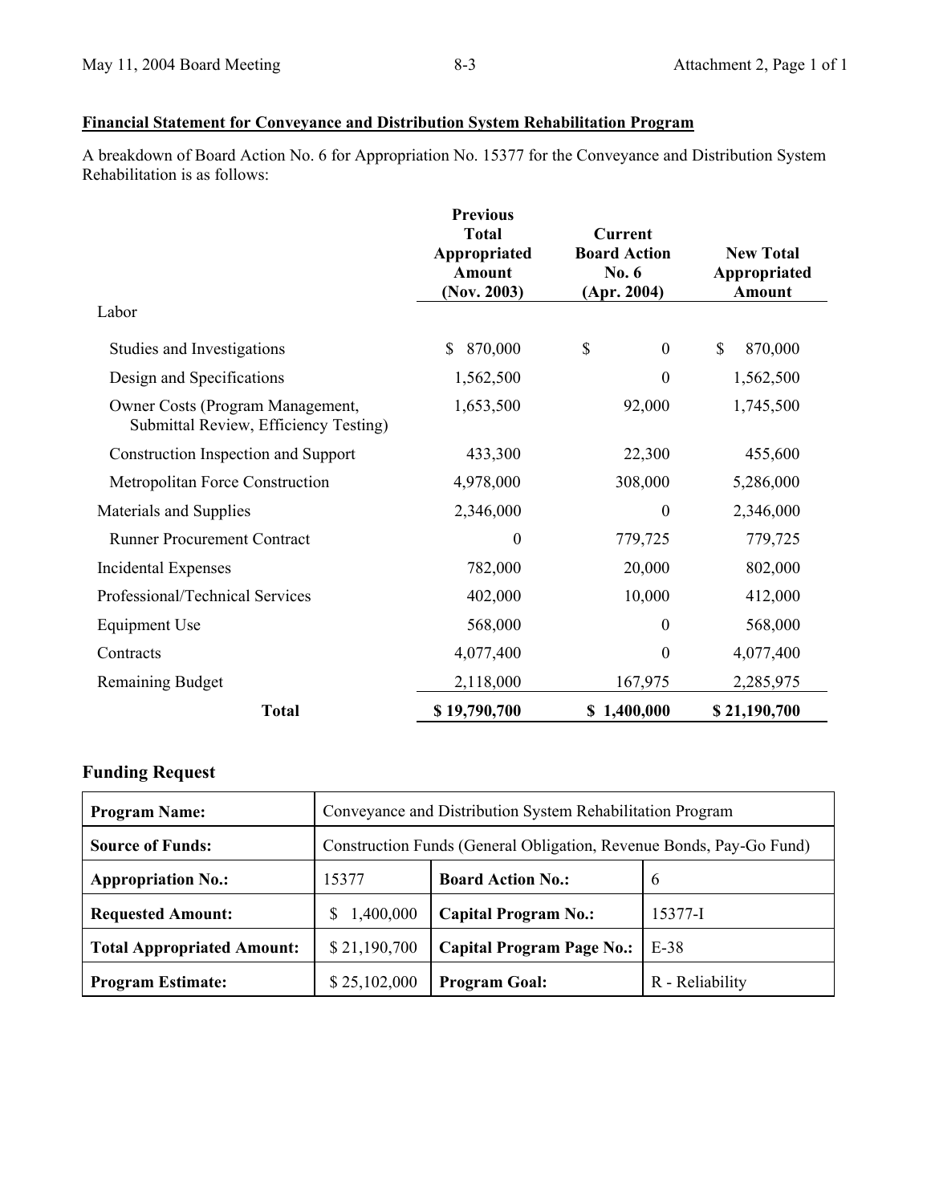**Financial Statement for Conveyance and Distribution System Rehabilitation Program**

A breakdown of Board Action No. 6 for Appropriation No. 15377 for the Conveyance and Distribution System Rehabilitation is as follows:

| | Previous Total Appropriated Amount (Nov. 2003) | Current Board Action No. 6 (Apr. 2004) | New Total Appropriated Amount |
|---|---|---|---|
| Labor | | | |
| Studies and Investigations | $ 870,000 | $ 0 | $ 870,000 |
| Design and Specifications | 1,562,500 | 0 | 1,562,500 |
| Owner Costs (Program Management, Submittal Review, Efficiency Testing) | 1,653,500 | 92,000 | 1,745,500 |
| Construction Inspection and Support | 433,300 | 22,300 | 455,600 |
| Metropolitan Force Construction | 4,978,000 | 308,000 | 5,286,000 |
| Materials and Supplies | 2,346,000 | 0 | 2,346,000 |
| Runner Procurement Contract | 0 | 779,725 | 779,725 |
| Incidental Expenses | 782,000 | 20,000 | 802,000 |
| Professional/Technical Services | 402,000 | 10,000 | 412,000 |
| Equipment Use | 568,000 | 0 | 568,000 |
| Contracts | 4,077,400 | 0 | 4,077,400 |
| Remaining Budget | 2,118,000 | 167,975 | 2,285,975 |
| **Total** | **$ 19,790,700** | **$ 1,400,000** | **$ 21,190,700** |

## Funding Request

| **Program Name:** | Conveyance and Distribution System Rehabilitation Program | | |
|---|---|---|---|
| **Source of Funds:** | Construction Funds (General Obligation, Revenue Bonds, Pay-Go Fund) | | |
| **Appropriation No.:** | 15377 | **Board Action No.:** | 6 |
| **Requested Amount:** | $ 1,400,000 | **Capital Program No.:** | 15377-I |
| **Total Appropriated Amount:** | $ 21,190,700 | **Capital Program Page No.:** | E-38 |
| **Program Estimate:** | $ 25,102,000 | **Program Goal:** | R - Reliability |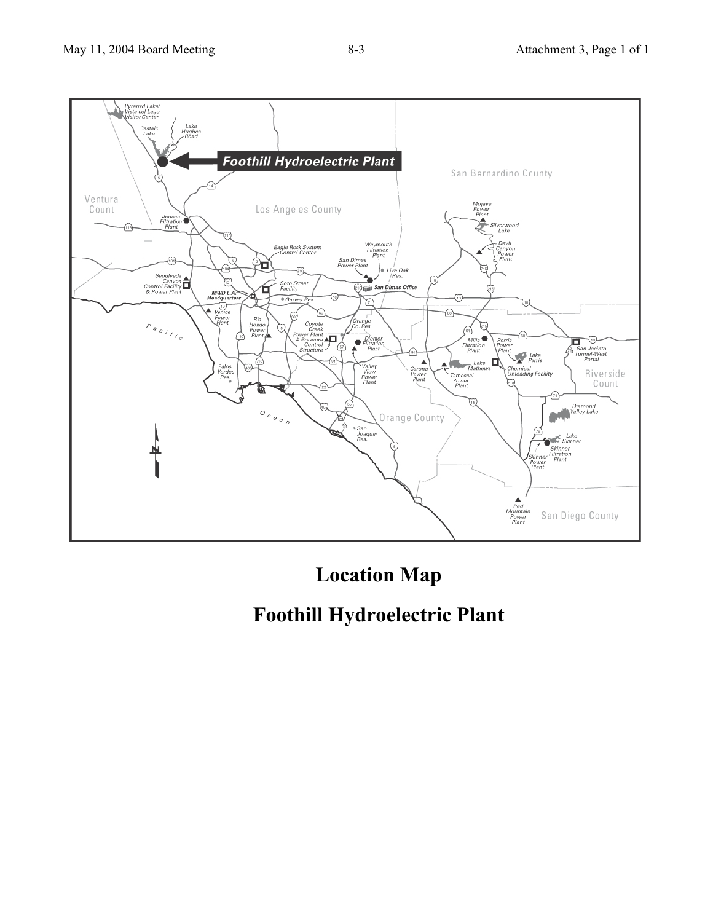Pyramid Lake/
Vista del Lago
Visitor Center

Castaic
Lake

Lake
Hughes
Road

Foothill Hydroelectric Plant

San Bernardino County

Ventura
Count

Los Angeles County

Jensen
Filtration
Plant

Mojave
Power
Plant

Silverwood
Lake

Devil
Canyon
Power
Plant

Eagle Rock System
Control Center

Weymouth
Filtration
Plant

San Dimas
Power Plant

Live Oak
Res.

Sepulveda
Canyon
Control Facility
& Power Plant

Soto Street
Facility

San Dimas Office

MWD L.A.
Headquarters

Garvey Res.

Venice
Power
Plant

Rio
Hondo
Power
Plant

Coyote
Creek
Power Plant
& Pressure
Control
Structure

Orange
Co. Res.

Diemer
Filtration
Plant

Mills
Filtration
Plant

Perris
Power
Plant

Lake
Perris

San Jacinto
Tunnel-West
Portal

Pacific

Palos
Verdes
Res.

Valley
View
Power
Plant

Corona
Power
Plant

Lake
Mathews

Temescal
Power
Plant

Chemical
Unloading Facility

Riverside
Count

Diamond
Valley Lake

Ocean

Orange County

San
Joaquin
Res.

Lake
Skinner

Skinner
Filtration
Plant

Skinner
Power
Plant

Red
Mountain
Power
Plant

San Diego County

# Location Map

# Foothill Hydroelectric Plant